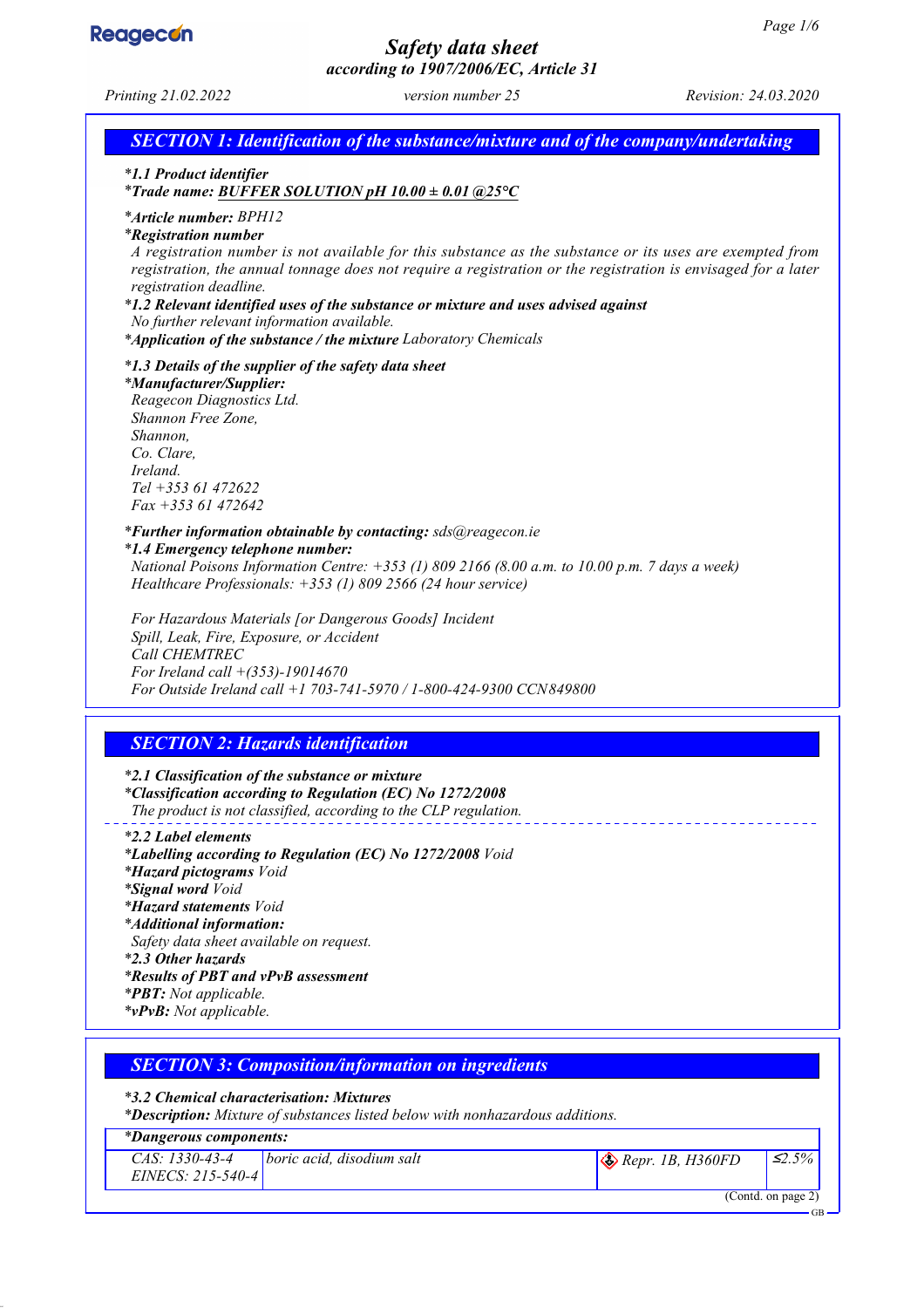# Safety data sheet
## according to 1907/2006/EC, Article 31

*Printing 21.02.2022* — *version number 25* — *Revision: 24.03.2020*

## SECTION 1: Identification of the substance/mixture and of the company/undertaking

***1.1 Product identifier***

***Trade name: BUFFER SOLUTION pH 10.00 ± 0.01 @25°C***

***Article number:** BPH12*

***Registration number***

*A registration number is not available for this substance as the substance or its uses are exempted from registration, the annual tonnage does not require a registration or the registration is envisaged for a later registration deadline.*

***1.2 Relevant identified uses of the substance or mixture and uses advised against***

*No further relevant information available.*

***Application of the substance / the mixture** Laboratory Chemicals*

***1.3 Details of the supplier of the safety data sheet***

***Manufacturer/Supplier:***

*Reagecon Diagnostics Ltd.*
*Shannon Free Zone,*
*Shannon,*
*Co. Clare,*
*Ireland.*
*Tel +353 61 472622*
*Fax +353 61 472642*

***Further information obtainable by contacting:** sds@reagecon.ie*

***1.4 Emergency telephone number:***

*National Poisons Information Centre: +353 (1) 809 2166 (8.00 a.m. to 10.00 p.m. 7 days a week)*
*Healthcare Professionals: +353 (1) 809 2566 (24 hour service)*

*For Hazardous Materials [or Dangerous Goods] Incident*
*Spill, Leak, Fire, Exposure, or Accident*
*Call CHEMTREC*
*For Ireland call +(353)-19014670*
*For Outside Ireland call +1 703-741-5970 / 1-800-424-9300 CCN849800*

## SECTION 2: Hazards identification

***2.1 Classification of the substance or mixture***

***Classification according to Regulation (EC) No 1272/2008***

*The product is not classified, according to the CLP regulation.*

***2.2 Label elements***

***Labelling according to Regulation (EC) No 1272/2008** Void*

***Hazard pictograms** Void*

***Signal word** Void*

***Hazard statements** Void*

***Additional information:***

*Safety data sheet available on request.*

***2.3 Other hazards***

***Results of PBT and vPvB assessment***

***PBT:** Not applicable.*

***vPvB:** Not applicable.*

## SECTION 3: Composition/information on ingredients

***3.2 Chemical characterisation: Mixtures***

***Description:** Mixture of substances listed below with nonhazardous additions.*

***Dangerous components:***

| CAS / EINECS | Name | Classification | Concentration |
|---|---|---|---|
| CAS: 1330-43-4<br>EINECS: 215-540-4 | boric acid, disodium salt | Repr. 1B, H360FD | ≤2.5% |

(Contd. on page 2)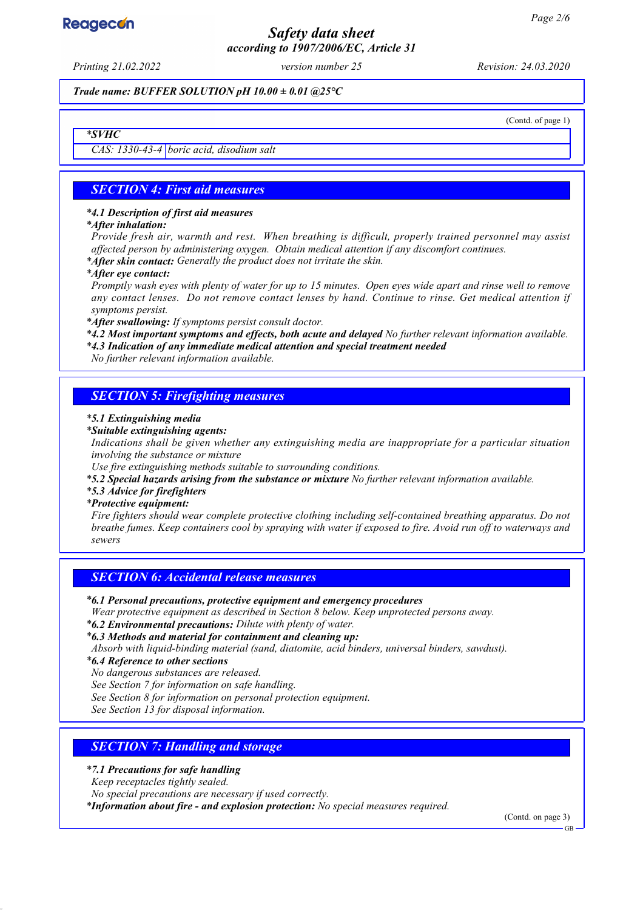*Trade name: BUFFER SOLUTION pH 10.00 ± 0.01 @25°C*

(Contd. of page 1)

| *SVHC | |
|---|---|
| CAS: 1330-43-4 | boric acid, disodium salt |

## SECTION 4: First aid measures

*4.1 Description of first aid measures*

*After inhalation:*

*Provide fresh air, warmth and rest. When breathing is difficult, properly trained personnel may assist affected person by administering oxygen. Obtain medical attention if any discomfort continues.*

***After skin contact:** Generally the product does not irritate the skin.*

*After eye contact:*

*Promptly wash eyes with plenty of water for up to 15 minutes. Open eyes wide apart and rinse well to remove any contact lenses. Do not remove contact lenses by hand. Continue to rinse. Get medical attention if symptoms persist.*

***After swallowing:** If symptoms persist consult doctor.*

***4.2 Most important symptoms and effects, both acute and delayed** No further relevant information available.*

***4.3 Indication of any immediate medical attention and special treatment needed***

*No further relevant information available.*

## SECTION 5: Firefighting measures

*5.1 Extinguishing media*

*Suitable extinguishing agents:*

*Indications shall be given whether any extinguishing media are inappropriate for a particular situation involving the substance or mixture*

*Use fire extinguishing methods suitable to surrounding conditions.*

***5.2 Special hazards arising from the substance or mixture** No further relevant information available.*

*5.3 Advice for firefighters*

*Protective equipment:*

*Fire fighters should wear complete protective clothing including self-contained breathing apparatus. Do not breathe fumes. Keep containers cool by spraying with water if exposed to fire. Avoid run off to waterways and sewers*

## SECTION 6: Accidental release measures

***6.1 Personal precautions, protective equipment and emergency procedures***

*Wear protective equipment as described in Section 8 below. Keep unprotected persons away.*

***6.2 Environmental precautions:** Dilute with plenty of water.*

***6.3 Methods and material for containment and cleaning up:***

*Absorb with liquid-binding material (sand, diatomite, acid binders, universal binders, sawdust).*

***6.4 Reference to other sections***

*No dangerous substances are released.*

*See Section 7 for information on safe handling.*

*See Section 8 for information on personal protection equipment.*

*See Section 13 for disposal information.*

## SECTION 7: Handling and storage

***7.1 Precautions for safe handling***

*Keep receptacles tightly sealed.*

*No special precautions are necessary if used correctly.*

***Information about fire - and explosion protection:** No special measures required.*

(Contd. on page 3)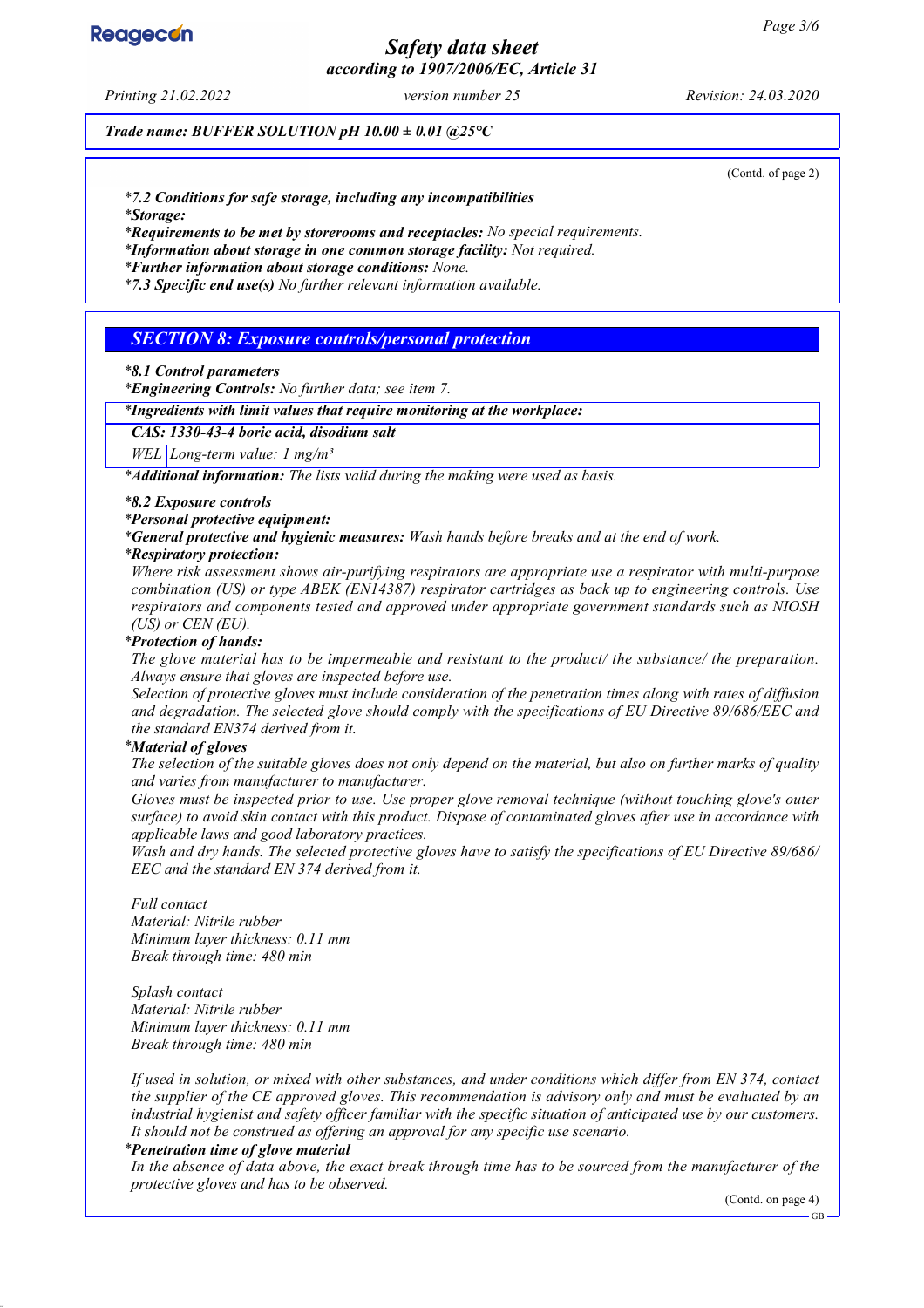*Trade name: BUFFER SOLUTION pH 10.00 ± 0.01 @25°C*

(Contd. of page 2)

*\*7.2 Conditions for safe storage, including any incompatibilities*
*\*Storage:*
*\*Requirements to be met by storerooms and receptacles:* No special requirements.
*\*Information about storage in one common storage facility:* Not required.
*\*Further information about storage conditions:* None.
*\*7.3 Specific end use(s)* No further relevant information available.

## SECTION 8: Exposure controls/personal protection

*\*8.1 Control parameters*
*\*Engineering Controls:* No further data; see item 7.

| *\*Ingredients with limit values that require monitoring at the workplace:* | |
|---|---|
| *CAS: 1330-43-4 boric acid, disodium salt* | |
| WEL | Long-term value: 1 mg/m³ |

*\*Additional information:* The lists valid during the making were used as basis.

*\*8.2 Exposure controls*
*\*Personal protective equipment:*
*\*General protective and hygienic measures:* Wash hands before breaks and at the end of work.
*\*Respiratory protection:*
Where risk assessment shows air-purifying respirators are appropriate use a respirator with multi-purpose combination (US) or type ABEK (EN14387) respirator cartridges as back up to engineering controls. Use respirators and components tested and approved under appropriate government standards such as NIOSH (US) or CEN (EU).
*\*Protection of hands:*
The glove material has to be impermeable and resistant to the product/ the substance/ the preparation. Always ensure that gloves are inspected before use.
Selection of protective gloves must include consideration of the penetration times along with rates of diffusion and degradation. The selected glove should comply with the specifications of EU Directive 89/686/EEC and the standard EN374 derived from it.
*\*Material of gloves*
The selection of the suitable gloves does not only depend on the material, but also on further marks of quality and varies from manufacturer to manufacturer.
Gloves must be inspected prior to use. Use proper glove removal technique (without touching glove's outer surface) to avoid skin contact with this product. Dispose of contaminated gloves after use in accordance with applicable laws and good laboratory practices.
Wash and dry hands. The selected protective gloves have to satisfy the specifications of EU Directive 89/686/EEC and the standard EN 374 derived from it.

Full contact
Material: Nitrile rubber
Minimum layer thickness: 0.11 mm
Break through time: 480 min

Splash contact
Material: Nitrile rubber
Minimum layer thickness: 0.11 mm
Break through time: 480 min

If used in solution, or mixed with other substances, and under conditions which differ from EN 374, contact the supplier of the CE approved gloves. This recommendation is advisory only and must be evaluated by an industrial hygienist and safety officer familiar with the specific situation of anticipated use by our customers. It should not be construed as offering an approval for any specific use scenario.
*\*Penetration time of glove material*
In the absence of data above, the exact break through time has to be sourced from the manufacturer of the protective gloves and has to be observed.

(Contd. on page 4)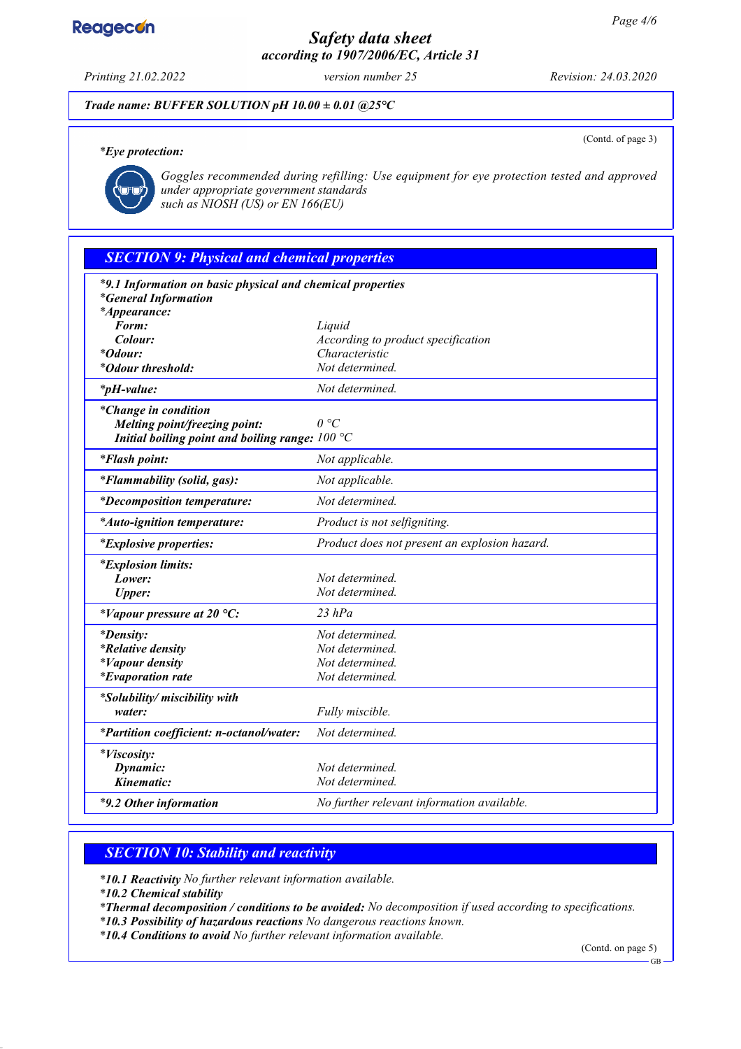*Trade name: BUFFER SOLUTION pH 10.00 ± 0.01 @25°C*

(Contd. of page 3)

***Eye protection:***

*Goggles recommended during refilling: Use equipment for eye protection tested and approved under appropriate government standards such as NIOSH (US) or EN 166(EU)*

## *SECTION 9: Physical and chemical properties*

| | |
|---|---|
| ***9.1 Information on basic physical and chemical properties*** | |
| ***General Information*** | |
| ***Appearance:*** | |
| **Form:** | Liquid |
| **Colour:** | According to product specification |
| ***Odour:*** | Characteristic |
| ***Odour threshold:*** | Not determined. |
| ***pH-value:*** | Not determined. |
| ***Change in condition*** | |
| **Melting point/freezing point:** | 0 °C |
| **Initial boiling point and boiling range:** | 100 °C |
| ***Flash point:*** | Not applicable. |
| ***Flammability (solid, gas):*** | Not applicable. |
| ***Decomposition temperature:*** | Not determined. |
| ***Auto-ignition temperature:*** | Product is not selfigniting. |
| ***Explosive properties:*** | Product does not present an explosion hazard. |
| ***Explosion limits:*** | |
| **Lower:** | Not determined. |
| **Upper:** | Not determined. |
| ***Vapour pressure at 20 °C:*** | 23 hPa |
| ***Density:*** | Not determined. |
| ***Relative density*** | Not determined. |
| ***Vapour density*** | Not determined. |
| ***Evaporation rate*** | Not determined. |
| ***Solubility/ miscibility with*** | |
| **water:** | Fully miscible. |
| ***Partition coefficient: n-octanol/water:*** | Not determined. |
| ***Viscosity:*** | |
| **Dynamic:** | Not determined. |
| **Kinematic:** | Not determined. |
| ***9.2 Other information*** | No further relevant information available. |

## *SECTION 10: Stability and reactivity*

***10.1 Reactivity*** *No further relevant information available.*
***10.2 Chemical stability***
***Thermal decomposition / conditions to be avoided:*** *No decomposition if used according to specifications.*
***10.3 Possibility of hazardous reactions*** *No dangerous reactions known.*
***10.4 Conditions to avoid*** *No further relevant information available.*

(Contd. on page 5)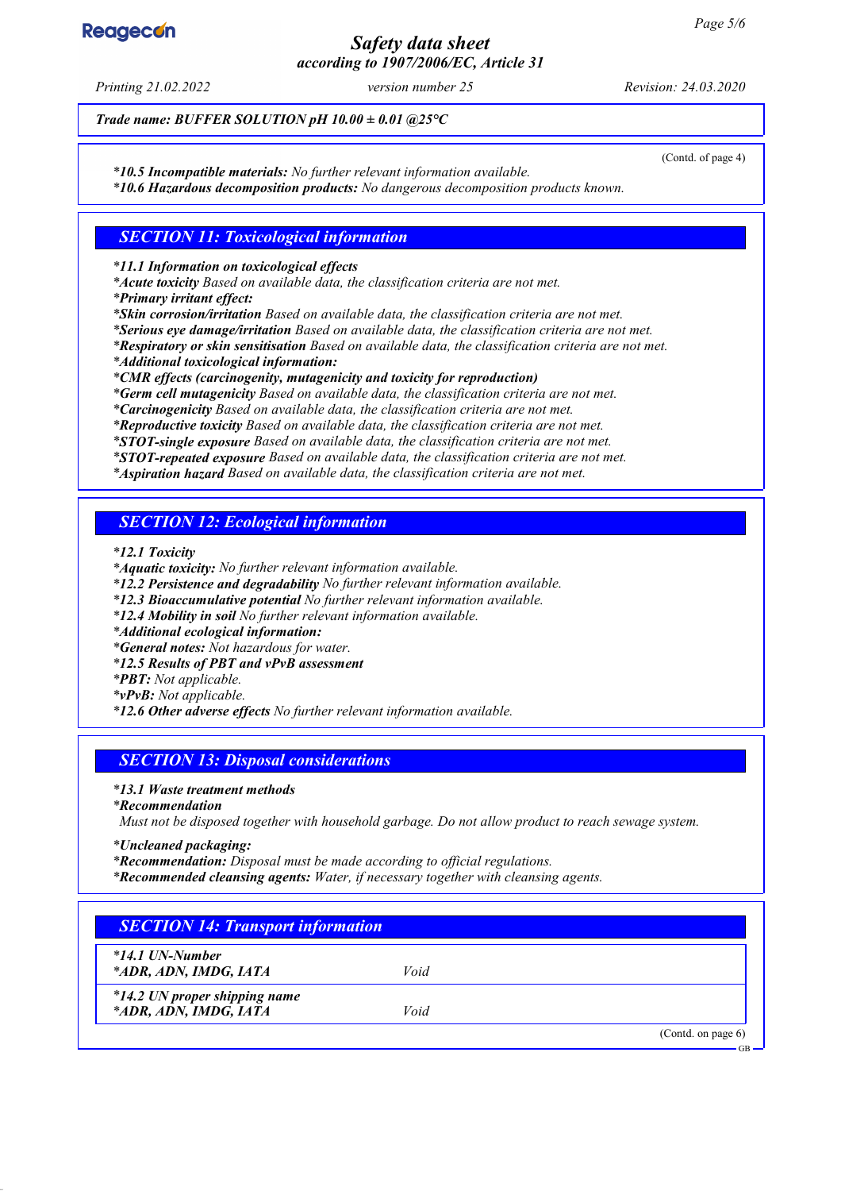*Trade name: BUFFER SOLUTION pH 10.00 ± 0.01 @25°C*

(Contd. of page 4)

*\*10.5 Incompatible materials:* No further relevant information available.
*\*10.6 Hazardous decomposition products:* No dangerous decomposition products known.

## SECTION 11: Toxicological information

*\*11.1 Information on toxicological effects*
*\*Acute toxicity* Based on available data, the classification criteria are not met.
*\*Primary irritant effect:*
*\*Skin corrosion/irritation* Based on available data, the classification criteria are not met.
*\*Serious eye damage/irritation* Based on available data, the classification criteria are not met.
*\*Respiratory or skin sensitisation* Based on available data, the classification criteria are not met.
*\*Additional toxicological information:*
*\*CMR effects (carcinogenity, mutagenicity and toxicity for reproduction)*
*\*Germ cell mutagenicity* Based on available data, the classification criteria are not met.
*\*Carcinogenicity* Based on available data, the classification criteria are not met.
*\*Reproductive toxicity* Based on available data, the classification criteria are not met.
*\*STOT-single exposure* Based on available data, the classification criteria are not met.
*\*STOT-repeated exposure* Based on available data, the classification criteria are not met.
*\*Aspiration hazard* Based on available data, the classification criteria are not met.

## SECTION 12: Ecological information

*\*12.1 Toxicity*
*\*Aquatic toxicity:* No further relevant information available.
*\*12.2 Persistence and degradability* No further relevant information available.
*\*12.3 Bioaccumulative potential* No further relevant information available.
*\*12.4 Mobility in soil* No further relevant information available.
*\*Additional ecological information:*
*\*General notes:* Not hazardous for water.
*\*12.5 Results of PBT and vPvB assessment*
*\*PBT:* Not applicable.
*\*vPvB:* Not applicable.
*\*12.6 Other adverse effects* No further relevant information available.

## SECTION 13: Disposal considerations

*\*13.1 Waste treatment methods*
*\*Recommendation*
Must not be disposed together with household garbage. Do not allow product to reach sewage system.

*\*Uncleaned packaging:*
*\*Recommendation:* Disposal must be made according to official regulations.
*\*Recommended cleansing agents:* Water, if necessary together with cleansing agents.

## SECTION 14: Transport information

| | |
|---|---|
| *\*14.1 UN-Number* | |
| *\*ADR, ADN, IMDG, IATA* | Void |
| *\*14.2 UN proper shipping name* | |
| *\*ADR, ADN, IMDG, IATA* | Void |

(Contd. on page 6)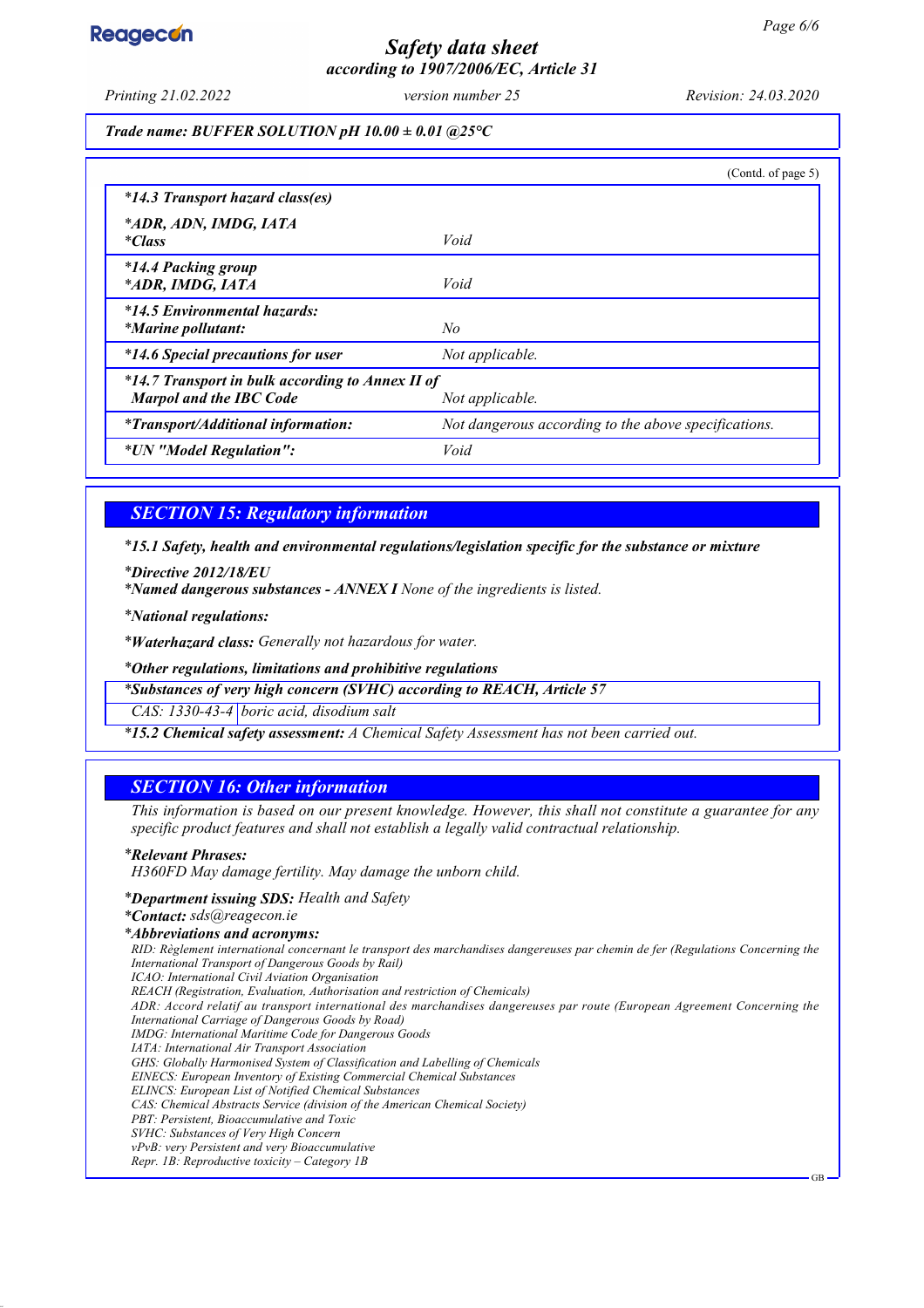(Contd. of page 5)

| | |
|---|---|
| ***14.3 Transport hazard class(es)*** | |
| ***ADR, ADN, IMDG, IATA*** <br> ***Class*** | *Void* |
| ***14.4 Packing group*** <br> ***ADR, IMDG, IATA*** | *Void* |
| ***14.5 Environmental hazards:*** <br> ***Marine pollutant:*** | *No* |
| ***14.6 Special precautions for user*** | *Not applicable.* |
| ***14.7 Transport in bulk according to Annex II of Marpol and the IBC Code*** | *Not applicable.* |
| ***Transport/Additional information:*** | *Not dangerous according to the above specifications.* |
| ***UN "Model Regulation":*** | *Void* |

## SECTION 15: Regulatory information

***15.1 Safety, health and environmental regulations/legislation specific for the substance or mixture***

***Directive 2012/18/EU***
***Named dangerous substances - ANNEX I** None of the ingredients is listed.*

***National regulations:***

***Waterhazard class:** Generally not hazardous for water.*

***Other regulations, limitations and prohibitive regulations***

| ***Substances of very high concern (SVHC) according to REACH, Article 57*** | |
|---|---|
| *CAS: 1330-43-4* | *boric acid, disodium salt* |

***15.2 Chemical safety assessment:** A Chemical Safety Assessment has not been carried out.*

## SECTION 16: Other information

*This information is based on our present knowledge. However, this shall not constitute a guarantee for any specific product features and shall not establish a legally valid contractual relationship.*

***Relevant Phrases:***
*H360FD May damage fertility. May damage the unborn child.*

***Department issuing SDS:** Health and Safety*
***Contact:** sds@reagecon.ie*
***Abbreviations and acronyms:***
*RID: Règlement international concernant le transport des marchandises dangereuses par chemin de fer (Regulations Concerning the International Transport of Dangerous Goods by Rail)*
*ICAO: International Civil Aviation Organisation*
*REACH (Registration, Evaluation, Authorisation and restriction of Chemicals)*
*ADR: Accord relatif au transport international des marchandises dangereuses par route (European Agreement Concerning the International Carriage of Dangerous Goods by Road)*
*IMDG: International Maritime Code for Dangerous Goods*
*IATA: International Air Transport Association*
*GHS: Globally Harmonised System of Classification and Labelling of Chemicals*
*EINECS: European Inventory of Existing Commercial Chemical Substances*
*ELINCS: European List of Notified Chemical Substances*
*CAS: Chemical Abstracts Service (division of the American Chemical Society)*
*PBT: Persistent, Bioaccumulative and Toxic*
*SVHC: Substances of Very High Concern*
*vPvB: very Persistent and very Bioaccumulative*
*Repr. 1B: Reproductive toxicity – Category 1B*